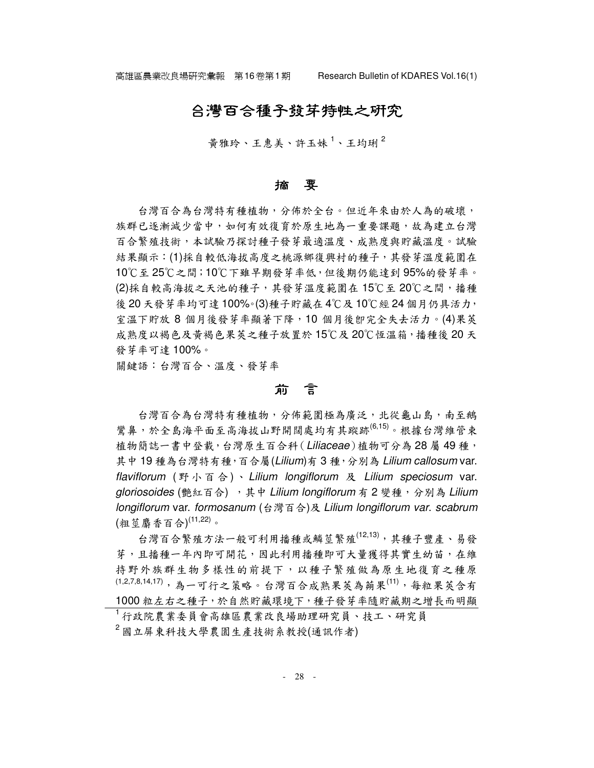# 台灣百合種子發芽特性之研究

黃雅玲、王惠美、許玉妹[1]、王均琍[2]

## 摘　要

台灣百合為台灣特有種植物，分佈於全台。但近年來由於人為的破壞，族群已逐漸減少當中，如何有效復育於原生地為一重要課題，故為建立台灣百合繁殖技術，本試驗乃探討種子發芽最適溫度、成熟度與貯藏溫度。試驗結果顯示：(1)採自較低海拔高度之桃源鄉復興村的種子，其發芽溫度範圍在10℃至25℃之間；10℃下雖早期發芽率低，但後期仍能達到95%的發芽率。(2)採自較高海拔之天池的種子，其發芽溫度範圍在15℃至20℃之間，播種後20天發芽率均可達100%。(3)種子貯藏在4℃及10℃經24個月仍具活力，室溫下貯放8個月後發芽率顯著下降，10個月後即完全失去活力。(4)果莢成熟度以褐色及黃褐色果莢之種子放置於15℃及20℃恆溫箱，播種後20天發芽率可達100%。

關鍵語：台灣百合、溫度、發芽率

## 前　言

台灣百合為台灣特有種植物，分佈範圍極為廣泛，北從龜山島，南至鵝鑾鼻，於全島海平面至高海拔山野開闊處均有其蹤跡[6,15]。根據台灣維管束植物簡誌一書中登載，台灣原生百合科(*Liliaceae*)植物可分為28屬49種，其中19種為台灣特有種，百合屬(*Lilium*)有3種，分別為 *Lilium callosum* var. *flaviflorum*(野小百合)、*Lilium longiflorum* 及 *Lilium speciosum* var. *gloriosoides*(艷紅百合)，其中 *Lilium longiflorum* 有2變種，分別為 *Lilium longiflorum* var. *formosanum*(台灣百合)及 *Lilium longiflorum var. scabrum*(粗莖麝香百合)[11,22]。

台灣百合繁殖方法一般可利用播種或鱗莖繁殖[12,13]，其種子豐產、易發芽，且播種一年內即可開花，因此利用播種即可大量獲得其實生幼苗，在維持野外族群生物多樣性的前提下，以種子繁殖做為原生地復育之種原[1,2,7,8,14,17]，為一可行之策略。台灣百合成熟果莢為蒴果[11]，每粒果莢含有1000粒左右之種子，於自然貯藏環境下，種子發芽率隨貯藏期之增長而明顯

[1] 行政院農業委員會高雄區農業改良場助理研究員、技工、研究員

[2] 國立屏東科技大學農園生產技術系教授(通訊作者)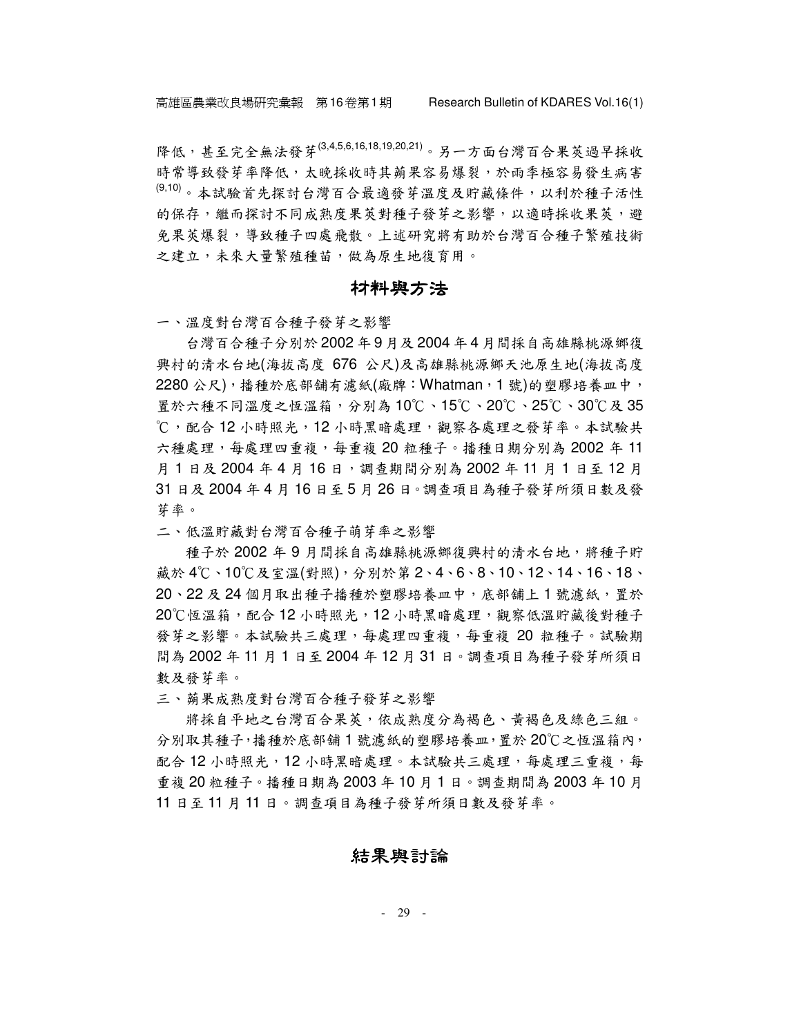降低，甚至完全無法發芽[3,4,5,6,16,18,19,20,21]。另一方面台灣百合果莢過早採收時常導致發芽率降低，太晚採收時其蒴果容易爆裂，於雨季極容易發生病害[9,10]。本試驗首先探討台灣百合最適發芽溫度及貯藏條件，以利於種子活性的保存，繼而探討不同成熟度果莢對種子發芽之影響，以適時採收果莢，避免果莢爆裂，導致種子四處飛散。上述研究將有助於台灣百合種子繁殖技術之建立，未來大量繁殖種苗，做為原生地復育用。

## 材料與方法

一、溫度對台灣百合種子發芽之影響

台灣百合種子分別於 2002 年 9 月及 2004 年 4 月間採自高雄縣桃源鄉復興村的清水台地(海拔高度 676 公尺)及高雄縣桃源鄉天池原生地(海拔高度 2280 公尺)，播種於底部鋪有濾紙(廠牌：Whatman，1 號)的塑膠培養皿中，置於六種不同溫度之恆溫箱，分別為 10℃、15℃、20℃、25℃、30℃及 35℃，配合 12 小時照光，12 小時黑暗處理，觀察各處理之發芽率。本試驗共六種處理，每處理四重複，每重複 20 粒種子。播種日期分別為 2002 年 11 月 1 日及 2004 年 4 月 16 日，調查期間分別為 2002 年 11 月 1 日至 12 月 31 日及 2004 年 4 月 16 日至 5 月 26 日。調查項目為種子發芽所須日數及發芽率。

二、低溫貯藏對台灣百合種子萌芽率之影響

種子於 2002 年 9 月間採自高雄縣桃源鄉復興村的清水台地，將種子貯藏於 4℃、10℃及室溫(對照)，分別於第 2、4、6、8、10、12、14、16、18、20、22 及 24 個月取出種子播種於塑膠培養皿中，底部鋪上 1 號濾紙，置於 20℃恆溫箱，配合 12 小時照光，12 小時黑暗處理，觀察低溫貯藏後對種子發芽之影響。本試驗共三處理，每處理四重複，每重複 20 粒種子。試驗期間為 2002 年 11 月 1 日至 2004 年 12 月 31 日。調查項目為種子發芽所須日數及發芽率。

三、蒴果成熟度對台灣百合種子發芽之影響

將採自平地之台灣百合果莢，依成熟度分為褐色、黃褐色及綠色三組。分別取其種子，播種於底部鋪 1 號濾紙的塑膠培養皿，置於 20℃之恆溫箱內，配合 12 小時照光，12 小時黑暗處理。本試驗共三處理，每處理三重複，每重複 20 粒種子。播種日期為 2003 年 10 月 1 日。調查期間為 2003 年 10 月 11 日至 11 月 11 日。調查項目為種子發芽所須日數及發芽率。

## 結果與討論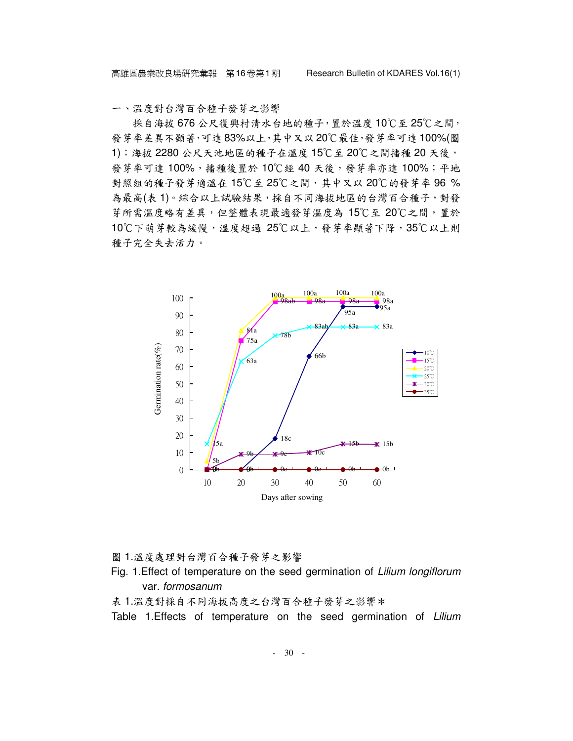一、溫度對台灣百合種子發芽之影響

採自海拔 676 公尺復興村清水台地的種子，置於溫度 10℃至 25℃之間，發芽率差異不顯著，可達 83%以上，其中又以 20℃最佳，發芽率可達 100%(圖 1)；海拔 2280 公尺天池地區的種子在溫度 15℃至 20℃之間播種 20 天後，發芽率可達 100%，播種後置於 10℃經 40 天後，發芽率亦達 100%；平地對照組的種子發芽適溫在 15℃至 25℃之間，其中又以 20℃的發芽率 96 %為最高(表 1)。綜合以上試驗結果，採自不同海拔地區的台灣百合種子，對發芽所需溫度略有差異，但整體表現最適發芽溫度為 15℃至 20℃之間，置於 10℃下萌芽較為緩慢，溫度超過 25℃以上，發芽率顯著下降，35℃以上則種子完全失去活力。

圖 1.溫度處理對台灣百合種子發芽之影響

Fig. 1.Effect of temperature on the seed germination of *Lilium longiflorum* var. *formosanum*

表 1.溫度對採自不同海拔高度之台灣百合種子發芽之影響＊

Table 1.Effects of temperature on the seed germination of *Lilium*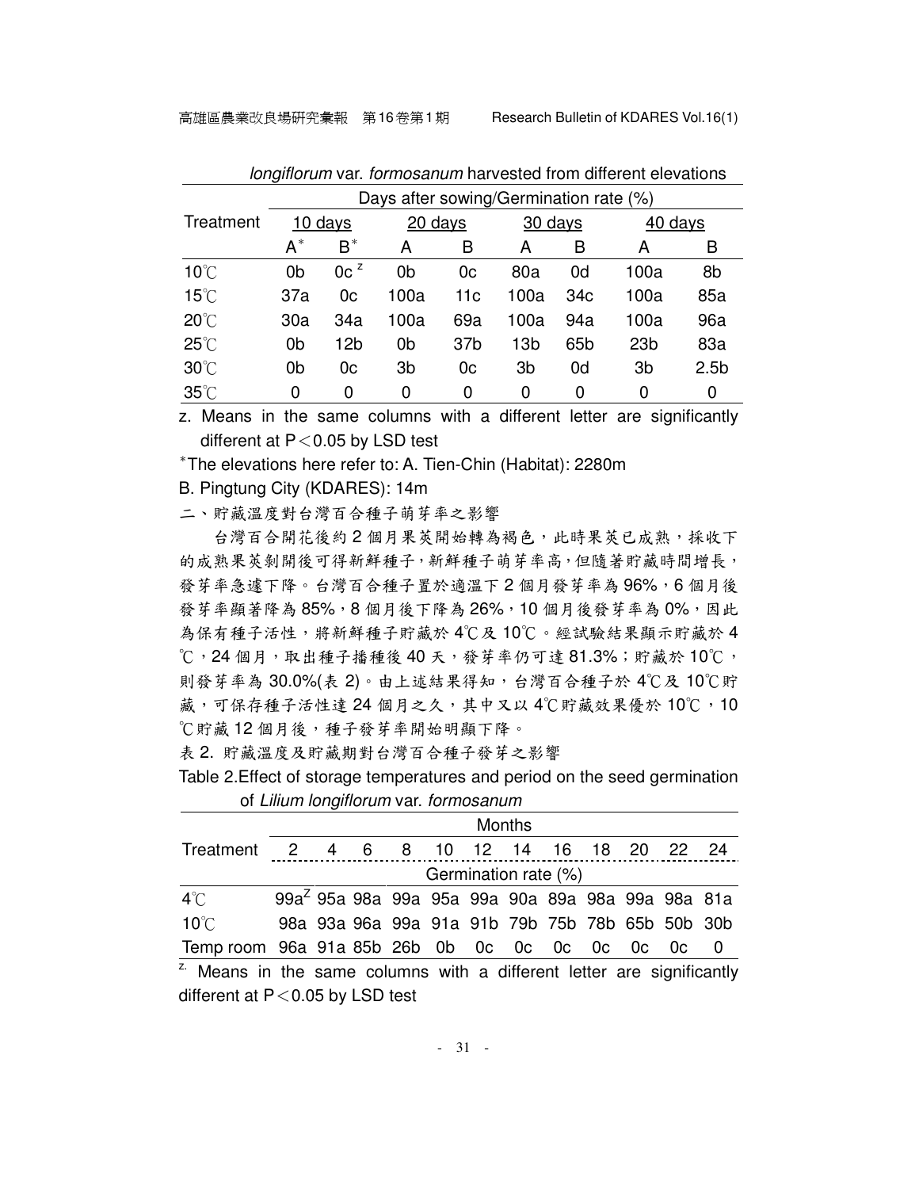*longiflorum* var. *formosanum* harvested from different elevations

| Treatment | Days after sowing/Germination rate (%) | | | | | | | |
|---|---|---|---|---|---|---|---|---|
| | 10 days | | 20 days | | 30 days | | 40 days | |
| | A* | B* | A | B | A | B | A | B |
| 10℃ | 0b | 0c [z] | 0b | 0c | 80a | 0d | 100a | 8b |
| 15℃ | 37a | 0c | 100a | 11c | 100a | 34c | 100a | 85a |
| 20℃ | 30a | 34a | 100a | 69a | 100a | 94a | 100a | 96a |
| 25℃ | 0b | 12b | 0b | 37b | 13b | 65b | 23b | 83a |
| 30℃ | 0b | 0c | 3b | 0c | 3b | 0d | 3b | 2.5b |
| 35℃ | 0 | 0 | 0 | 0 | 0 | 0 | 0 | 0 |

z. Means in the same columns with a different letter are significantly different at P＜0.05 by LSD test

*The elevations here refer to: A. Tien-Chin (Habitat): 2280m

B. Pingtung City (KDARES): 14m

## 二、貯藏溫度對台灣百合種子萌芽率之影響

台灣百合開花後約 2 個月果莢開始轉為褐色，此時果莢已成熟，採收下的成熟果莢剝開後可得新鮮種子，新鮮種子萌芽率高，但隨著貯藏時間增長，發芽率急遽下降。台灣百合種子置於適溫下 2 個月發芽率為 96%，6 個月後發芽率顯著降為 85%，8 個月後下降為 26%，10 個月後發芽率為 0%，因此為保有種子活性，將新鮮種子貯藏於 4℃及 10℃。經試驗結果顯示貯藏於 4℃，24 個月，取出種子播種後 40 天，發芽率仍可達 81.3%；貯藏於 10℃，則發芽率為 30.0%(表 2)。由上述結果得知，台灣百合種子於 4℃及 10℃貯藏，可保存種子活性達 24 個月之久，其中又以 4℃貯藏效果優於 10℃，10℃貯藏 12 個月後，種子發芽率開始明顯下降。

表 2. 貯藏溫度及貯藏期對台灣百合種子發芽之影響

Table 2.Effect of storage temperatures and period on the seed germination of *Lilium longiflorum* var. *formosanum*

| Treatment | Months | | | | | | | | | | | |
|---|---|---|---|---|---|---|---|---|---|---|---|---|
| | 2 | 4 | 6 | 8 | 10 | 12 | 14 | 16 | 18 | 20 | 22 | 24 |
| | Germination rate (%) | | | | | | | | | | | |
| 4℃ | 99a[z] | 95a | 98a | 99a | 95a | 99a | 90a | 89a | 98a | 99a | 98a | 81a |
| 10℃ | 98a | 93a | 96a | 99a | 91a | 91b | 79b | 75b | 78b | 65b | 50b | 30b |
| Temp room | 96a | 91a | 85b | 26b | 0b | 0c | 0c | 0c | 0c | 0c | 0c | 0 |

z. Means in the same columns with a different letter are significantly different at P＜0.05 by LSD test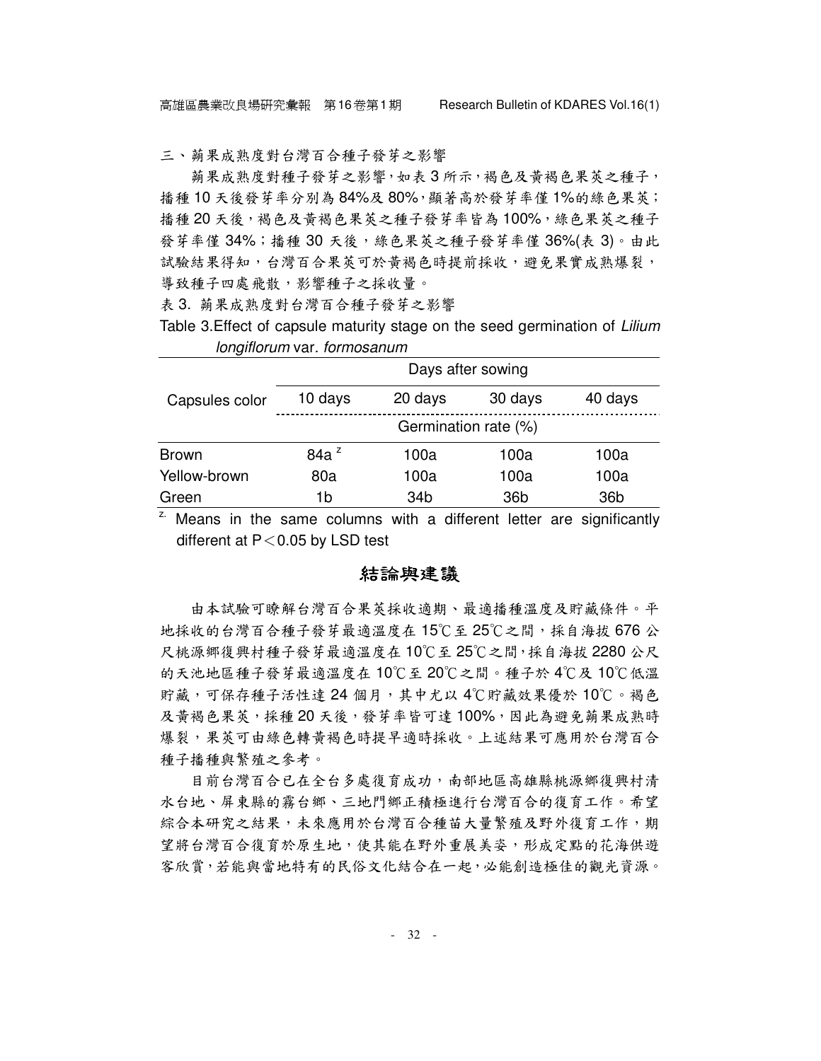### 三、蒴果成熟度對台灣百合種子發芽之影響

蒴果成熟度對種子發芽之影響，如表 3 所示，褐色及黃褐色果莢之種子，播種 10 天後發芽率分別為 84%及 80%，顯著高於發芽率僅 1%的綠色果莢；播種 20 天後，褐色及黃褐色果莢之種子發芽率皆為 100%，綠色果莢之種子發芽率僅 34%；播種 30 天後，綠色果莢之種子發芽率僅 36%(表 3)。由此試驗結果得知，台灣百合果莢可於黃褐色時提前採收，避免果實成熟爆裂，導致種子四處飛散，影響種子之採收量。

表 3. 蒴果成熟度對台灣百合種子發芽之影響

Table 3.Effect of capsule maturity stage on the seed germination of *Lilium longiflorum* var. *formosanum*

| Capsules color | Days after sowing | | | |
|---|---|---|---|---|
| | 10 days | 20 days | 30 days | 40 days |
| | Germination rate (%) | | | |
| Brown | 84a [z] | 100a | 100a | 100a |
| Yellow-brown | 80a | 100a | 100a | 100a |
| Green | 1b | 34b | 36b | 36b |

z. Means in the same columns with a different letter are significantly different at P＜0.05 by LSD test

## 結論與建議

由本試驗可瞭解台灣百合果莢採收適期、最適播種溫度及貯藏條件。平地採收的台灣百合種子發芽最適溫度在 15℃至 25℃之間，採自海拔 676 公尺桃源鄉復興村種子發芽最適溫度在 10℃至 25℃之間，採自海拔 2280 公尺的天池地區種子發芽最適溫度在 10℃至 20℃之間。種子於 4℃及 10℃低溫貯藏，可保存種子活性達 24 個月，其中尤以 4℃貯藏效果優於 10℃。褐色及黃褐色果莢，採種 20 天後，發芽率皆可達 100%，因此為避免蒴果成熟時爆裂，果莢可由綠色轉黃褐色時提早適時採收。上述結果可應用於台灣百合種子播種與繁殖之參考。

目前台灣百合已在全台多處復育成功，南部地區高雄縣桃源鄉復興村清水台地、屏東縣的霧台鄉、三地門鄉正積極進行台灣百合的復育工作。希望綜合本研究之結果，未來應用於台灣百合種苗大量繁殖及野外復育工作，期望將台灣百合復育於原生地，使其能在野外重展美姿，形成定點的花海供遊客欣賞，若能與當地特有的民俗文化結合在一起，必能創造極佳的觀光資源。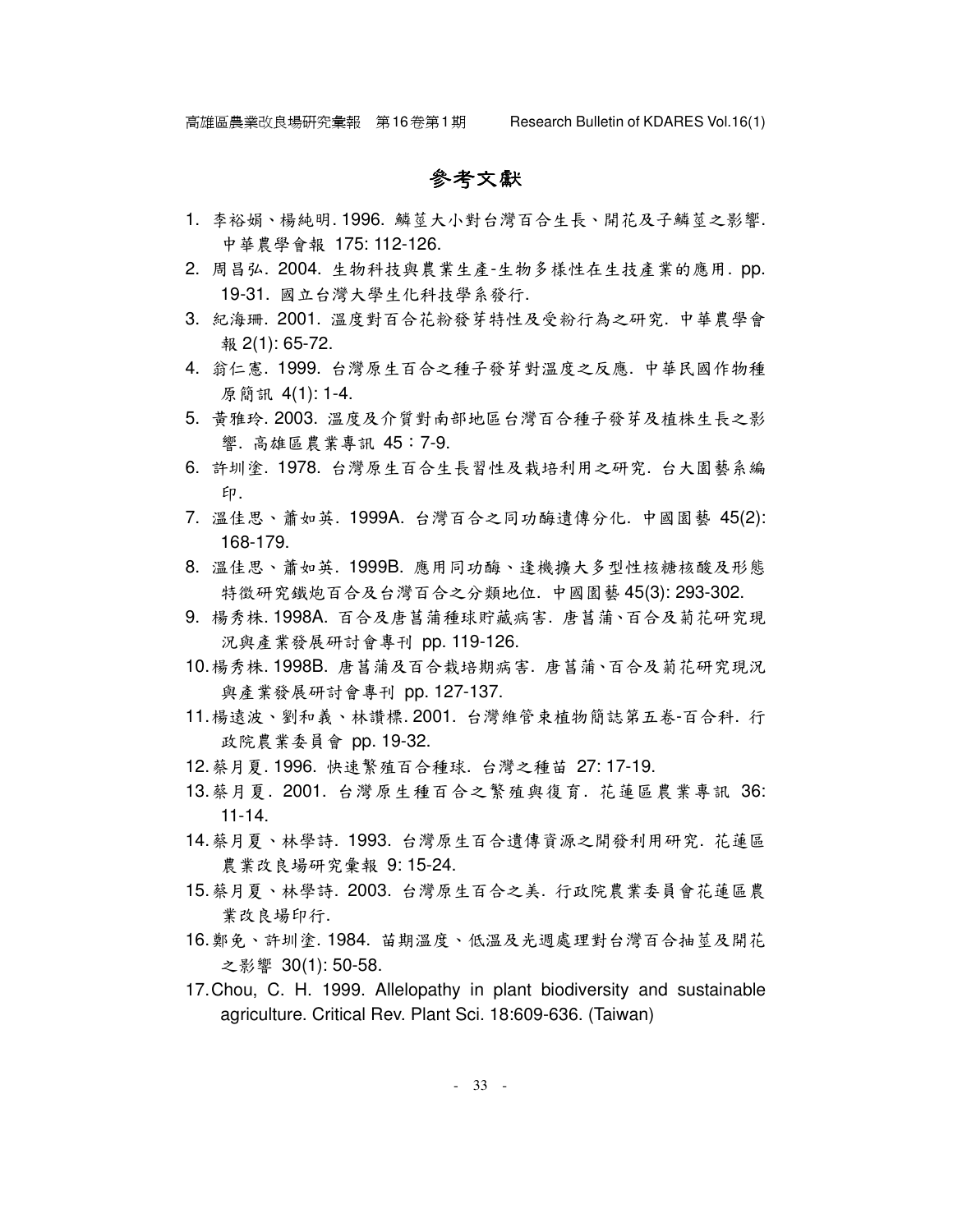# 參考文獻

1. 李裕娟、楊純明. 1996. 鱗莖大小對台灣百合生長、開花及子鱗莖之影響. 中華農學會報 175: 112-126.
2. 周昌弘. 2004. 生物科技與農業生產-生物多樣性在生技產業的應用. pp. 19-31. 國立台灣大學生化科技學系發行.
3. 紀海珊. 2001. 溫度對百合花粉發芽特性及受粉行為之研究. 中華農學會報 2(1): 65-72.
4. 翁仁憲. 1999. 台灣原生百合之種子發芽對溫度之反應. 中華民國作物種原簡訊 4(1): 1-4.
5. 黃雅玲. 2003. 溫度及介質對南部地區台灣百合種子發芽及植株生長之影響. 高雄區農業專訊 45：7-9.
6. 許圳塗. 1978. 台灣原生百合生長習性及栽培利用之研究. 台大園藝系編印.
7. 溫佳思、蕭如英. 1999A. 台灣百合之同功酶遺傳分化. 中國園藝 45(2): 168-179.
8. 溫佳思、蕭如英. 1999B. 應用同功酶、逢機擴大多型性核糖核酸及形態特徵研究鐵炮百合及台灣百合之分類地位. 中國園藝 45(3): 293-302.
9. 楊秀株. 1998A. 百合及唐菖蒲種球貯藏病害. 唐菖蒲、百合及菊花研究現況與產業發展研討會專刊 pp. 119-126.
10. 楊秀株. 1998B. 唐菖蒲及百合栽培期病害. 唐菖蒲、百合及菊花研究現況與產業發展研討會專刊 pp. 127-137.
11. 楊遠波、劉和義、林讚標. 2001. 台灣維管束植物簡誌第五卷-百合科. 行政院農業委員會 pp. 19-32.
12. 蔡月夏. 1996. 快速繁殖百合種球. 台灣之種苗 27: 17-19.
13. 蔡月夏. 2001. 台灣原生種百合之繁殖與復育. 花蓮區農業專訊 36: 11-14.
14. 蔡月夏、林學詩. 1993. 台灣原生百合遺傳資源之開發利用研究. 花蓮區農業改良場研究彙報 9: 15-24.
15. 蔡月夏、林學詩. 2003. 台灣原生百合之美. 行政院農業委員會花蓮區農業改良場印行.
16. 鄭免、許圳塗. 1984. 苗期溫度、低溫及光週處理對台灣百合抽莖及開花之影響 30(1): 50-58.
17. Chou, C. H. 1999. Allelopathy in plant biodiversity and sustainable agriculture. Critical Rev. Plant Sci. 18:609-636. (Taiwan)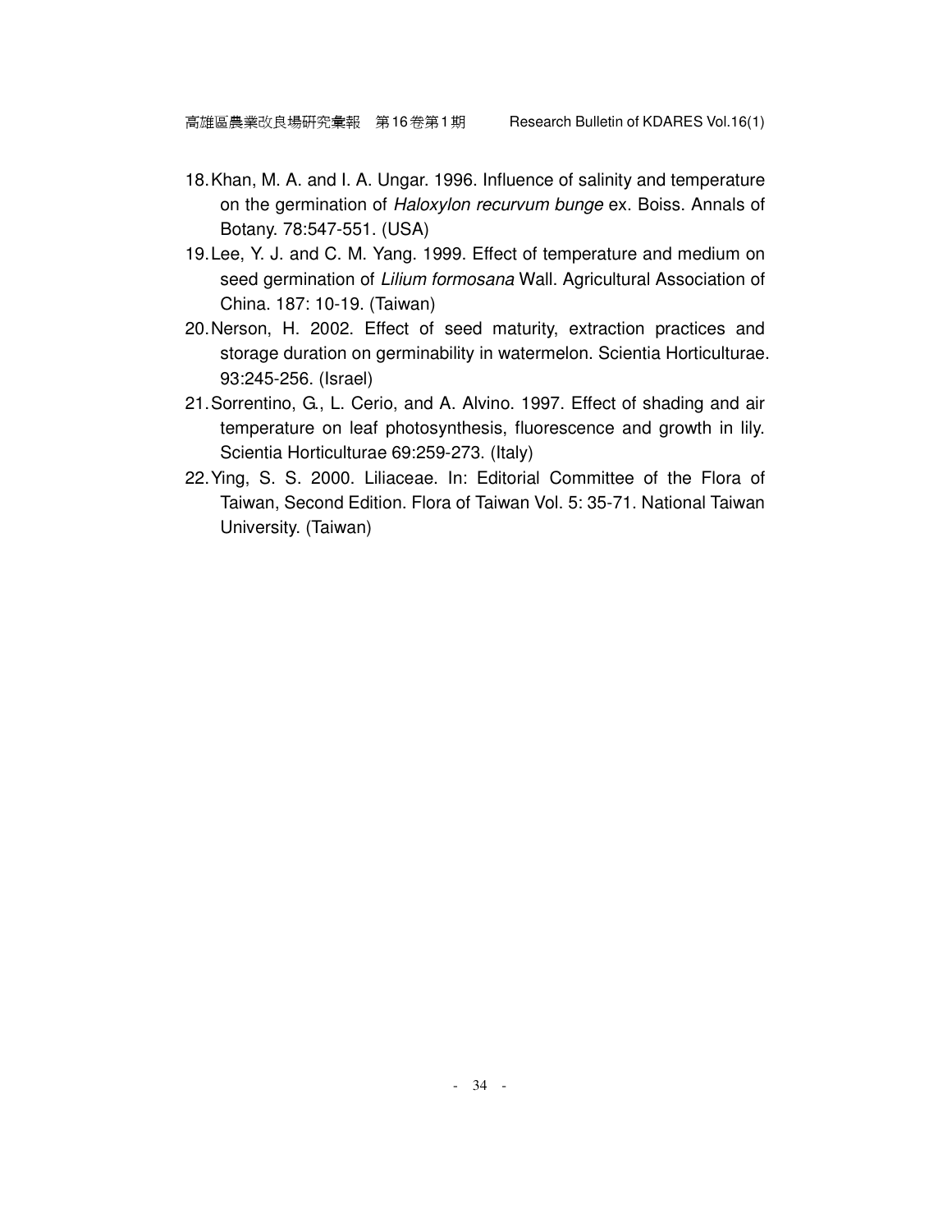18. Khan, M. A. and I. A. Ungar. 1996. Influence of salinity and temperature on the germination of *Haloxylon recurvum bunge* ex. Boiss. Annals of Botany. 78:547-551. (USA)
19. Lee, Y. J. and C. M. Yang. 1999. Effect of temperature and medium on seed germination of *Lilium formosana* Wall. Agricultural Association of China. 187: 10-19. (Taiwan)
20. Nerson, H. 2002. Effect of seed maturity, extraction practices and storage duration on germinability in watermelon. Scientia Horticulturae. 93:245-256. (Israel)
21. Sorrentino, G., L. Cerio, and A. Alvino. 1997. Effect of shading and air temperature on leaf photosynthesis, fluorescence and growth in lily. Scientia Horticulturae 69:259-273. (Italy)
22. Ying, S. S. 2000. Liliaceae. In: Editorial Committee of the Flora of Taiwan, Second Edition. Flora of Taiwan Vol. 5: 35-71. National Taiwan University. (Taiwan)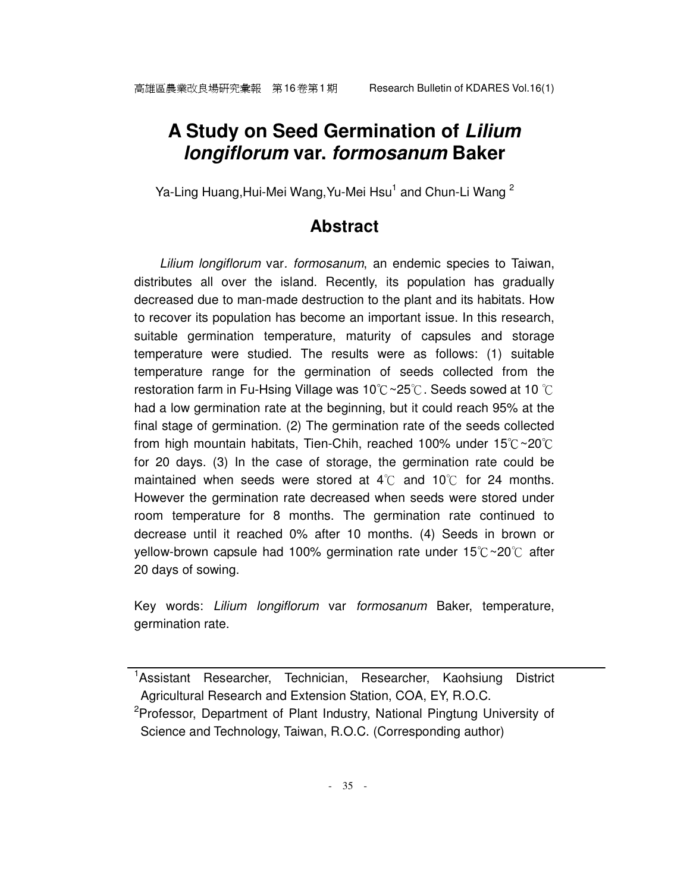# A Study on Seed Germination of *Lilium longiflorum* var. *formosanum* Baker

Ya-Ling Huang, Hui-Mei Wang, Yu-Mei Hsu[1] and Chun-Li Wang [2]

## Abstract

*Lilium longiflorum* var. *formosanum*, an endemic species to Taiwan, distributes all over the island. Recently, its population has gradually decreased due to man-made destruction to the plant and its habitats. How to recover its population has become an important issue. In this research, suitable germination temperature, maturity of capsules and storage temperature were studied. The results were as follows: (1) suitable temperature range for the germination of seeds collected from the restoration farm in Fu-Hsing Village was 10℃~25℃. Seeds sowed at 10 ℃ had a low germination rate at the beginning, but it could reach 95% at the final stage of germination. (2) The germination rate of the seeds collected from high mountain habitats, Tien-Chih, reached 100% under 15℃~20℃ for 20 days. (3) In the case of storage, the germination rate could be maintained when seeds were stored at 4℃ and 10℃ for 24 months. However the germination rate decreased when seeds were stored under room temperature for 8 months. The germination rate continued to decrease until it reached 0% after 10 months. (4) Seeds in brown or yellow-brown capsule had 100% germination rate under 15℃~20℃ after 20 days of sowing.

Key words: *Lilium longiflorum* var *formosanum* Baker, temperature, germination rate.

---

[1]Assistant Researcher, Technician, Researcher, Kaohsiung District Agricultural Research and Extension Station, COA, EY, R.O.C.

[2]Professor, Department of Plant Industry, National Pingtung University of Science and Technology, Taiwan, R.O.C. (Corresponding author)